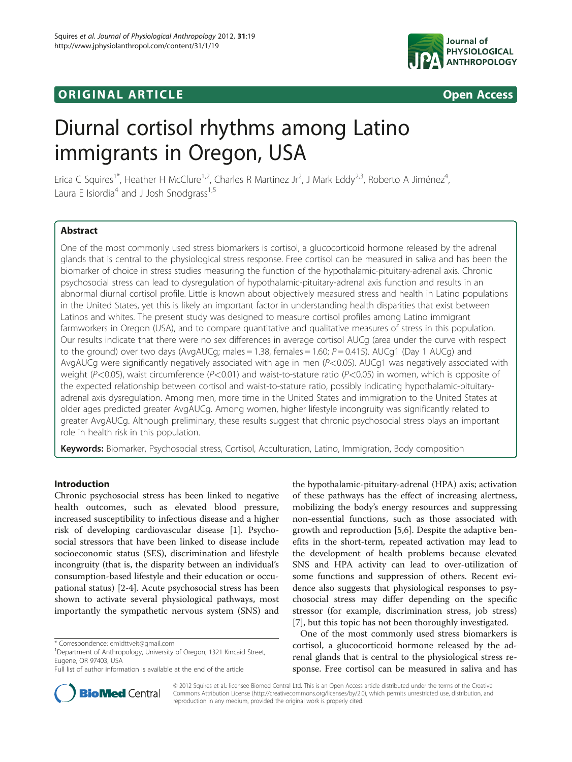**ORIGINAL ARTICLE** **Open Access**

# Diurnal cortisol rhythms among Latino immigrants in Oregon, USA

Erica C Squires[1*], Heather H McClure[1,2], Charles R Martinez Jr[2], J Mark Eddy[2,3], Roberto A Jiménez[4], Laura E Isiordia[4] and J Josh Snodgrass[1,5]

## Abstract

One of the most commonly used stress biomarkers is cortisol, a glucocorticoid hormone released by the adrenal glands that is central to the physiological stress response. Free cortisol can be measured in saliva and has been the biomarker of choice in stress studies measuring the function of the hypothalamic-pituitary-adrenal axis. Chronic psychosocial stress can lead to dysregulation of hypothalamic-pituitary-adrenal axis function and results in an abnormal diurnal cortisol profile. Little is known about objectively measured stress and health in Latino populations in the United States, yet this is likely an important factor in understanding health disparities that exist between Latinos and whites. The present study was designed to measure cortisol profiles among Latino immigrant farmworkers in Oregon (USA), and to compare quantitative and qualitative measures of stress in this population. Our results indicate that there were no sex differences in average cortisol AUCg (area under the curve with respect to the ground) over two days (AvgAUCg; males = 1.38, females = 1.60; $P = 0.415$). AUCg1 (Day 1 AUCg) and AvgAUCg were significantly negatively associated with age in men ($P<0.05$). AUCg1 was negatively associated with weight ($P<0.05$), waist circumference ($P<0.01$) and waist-to-stature ratio ($P<0.05$) in women, which is opposite of the expected relationship between cortisol and waist-to-stature ratio, possibly indicating hypothalamic-pituitary-adrenal axis dysregulation. Among men, more time in the United States and immigration to the United States at older ages predicted greater AvgAUCg. Among women, higher lifestyle incongruity was significantly related to greater AvgAUCg. Although preliminary, these results suggest that chronic psychosocial stress plays an important role in health risk in this population.

**Keywords:** Biomarker, Psychosocial stress, Cortisol, Acculturation, Latino, Immigration, Body composition

## Introduction

Chronic psychosocial stress has been linked to negative health outcomes, such as elevated blood pressure, increased susceptibility to infectious disease and a higher risk of developing cardiovascular disease [1]. Psychosocial stressors that have been linked to disease include socioeconomic status (SES), discrimination and lifestyle incongruity (that is, the disparity between an individual's consumption-based lifestyle and their education or occupational status) [2-4]. Acute psychosocial stress has been shown to activate several physiological pathways, most importantly the sympathetic nervous system (SNS) and the hypothalamic-pituitary-adrenal (HPA) axis; activation of these pathways has the effect of increasing alertness, mobilizing the body's energy resources and suppressing non-essential functions, such as those associated with growth and reproduction [5,6]. Despite the adaptive benefits in the short-term, repeated activation may lead to the development of health problems because elevated SNS and HPA activity can lead to over-utilization of some functions and suppression of others. Recent evidence also suggests that physiological responses to psychosocial stress may differ depending on the specific stressor (for example, discrimination stress, job stress) [7], but this topic has not been thoroughly investigated.

One of the most commonly used stress biomarkers is cortisol, a glucocorticoid hormone released by the adrenal glands that is central to the physiological stress response. Free cortisol can be measured in saliva and has

\* Correspondence: emidttveit@gmail.com
[1]Department of Anthropology, University of Oregon, 1321 Kincaid Street, Eugene, OR 97403, USA
Full list of author information is available at the end of the article

© 2012 Squires et al.; licensee BioMed Central Ltd. This is an Open Access article distributed under the terms of the Creative Commons Attribution License (http://creativecommons.org/licenses/by/2.0), which permits unrestricted use, distribution, and reproduction in any medium, provided the original work is properly cited.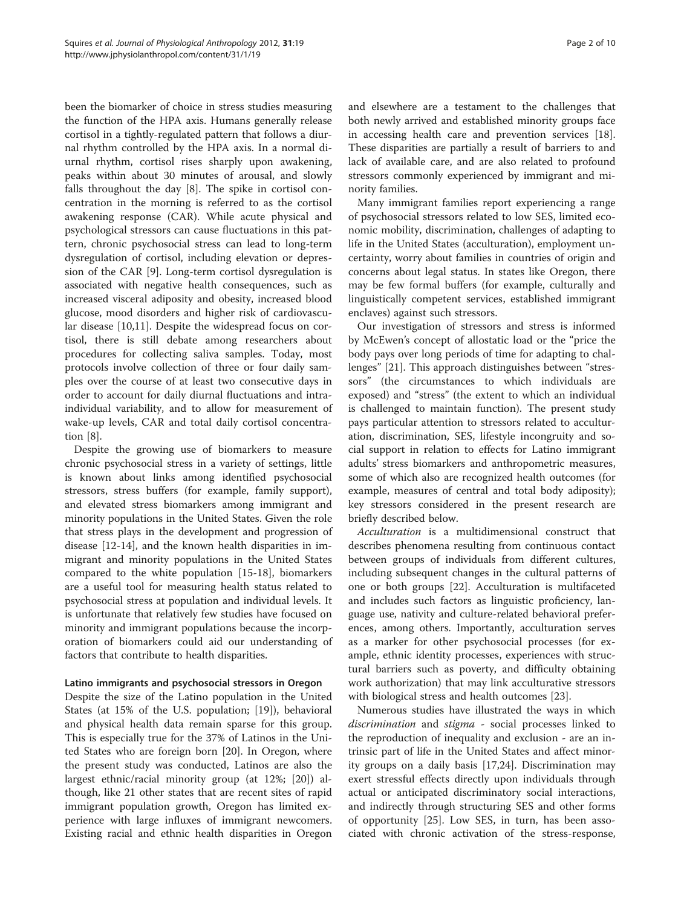been the biomarker of choice in stress studies measuring the function of the HPA axis. Humans generally release cortisol in a tightly-regulated pattern that follows a diurnal rhythm controlled by the HPA axis. In a normal diurnal rhythm, cortisol rises sharply upon awakening, peaks within about 30 minutes of arousal, and slowly falls throughout the day [8]. The spike in cortisol concentration in the morning is referred to as the cortisol awakening response (CAR). While acute physical and psychological stressors can cause fluctuations in this pattern, chronic psychosocial stress can lead to long-term dysregulation of cortisol, including elevation or depression of the CAR [9]. Long-term cortisol dysregulation is associated with negative health consequences, such as increased visceral adiposity and obesity, increased blood glucose, mood disorders and higher risk of cardiovascular disease [10,11]. Despite the widespread focus on cortisol, there is still debate among researchers about procedures for collecting saliva samples. Today, most protocols involve collection of three or four daily samples over the course of at least two consecutive days in order to account for daily diurnal fluctuations and intra-individual variability, and to allow for measurement of wake-up levels, CAR and total daily cortisol concentration [8].

Despite the growing use of biomarkers to measure chronic psychosocial stress in a variety of settings, little is known about links among identified psychosocial stressors, stress buffers (for example, family support), and elevated stress biomarkers among immigrant and minority populations in the United States. Given the role that stress plays in the development and progression of disease [12-14], and the known health disparities in immigrant and minority populations in the United States compared to the white population [15-18], biomarkers are a useful tool for measuring health status related to psychosocial stress at population and individual levels. It is unfortunate that relatively few studies have focused on minority and immigrant populations because the incorporation of biomarkers could aid our understanding of factors that contribute to health disparities.

### Latino immigrants and psychosocial stressors in Oregon

Despite the size of the Latino population in the United States (at 15% of the U.S. population; [19]), behavioral and physical health data remain sparse for this group. This is especially true for the 37% of Latinos in the United States who are foreign born [20]. In Oregon, where the present study was conducted, Latinos are also the largest ethnic/racial minority group (at 12%; [20]) although, like 21 other states that are recent sites of rapid immigrant population growth, Oregon has limited experience with large influxes of immigrant newcomers. Existing racial and ethnic health disparities in Oregon and elsewhere are a testament to the challenges that both newly arrived and established minority groups face in accessing health care and prevention services [18]. These disparities are partially a result of barriers to and lack of available care, and are also related to profound stressors commonly experienced by immigrant and minority families.

Many immigrant families report experiencing a range of psychosocial stressors related to low SES, limited economic mobility, discrimination, challenges of adapting to life in the United States (acculturation), employment uncertainty, worry about families in countries of origin and concerns about legal status. In states like Oregon, there may be few formal buffers (for example, culturally and linguistically competent services, established immigrant enclaves) against such stressors.

Our investigation of stressors and stress is informed by McEwen's concept of allostatic load or the "price the body pays over long periods of time for adapting to challenges" [21]. This approach distinguishes between "stressors" (the circumstances to which individuals are exposed) and "stress" (the extent to which an individual is challenged to maintain function). The present study pays particular attention to stressors related to acculturation, discrimination, SES, lifestyle incongruity and social support in relation to effects for Latino immigrant adults' stress biomarkers and anthropometric measures, some of which also are recognized health outcomes (for example, measures of central and total body adiposity); key stressors considered in the present research are briefly described below.

*Acculturation* is a multidimensional construct that describes phenomena resulting from continuous contact between groups of individuals from different cultures, including subsequent changes in the cultural patterns of one or both groups [22]. Acculturation is multifaceted and includes such factors as linguistic proficiency, language use, nativity and culture-related behavioral preferences, among others. Importantly, acculturation serves as a marker for other psychosocial processes (for example, ethnic identity processes, experiences with structural barriers such as poverty, and difficulty obtaining work authorization) that may link acculturative stressors with biological stress and health outcomes [23].

Numerous studies have illustrated the ways in which *discrimination* and *stigma* - social processes linked to the reproduction of inequality and exclusion - are an intrinsic part of life in the United States and affect minority groups on a daily basis [17,24]. Discrimination may exert stressful effects directly upon individuals through actual or anticipated discriminatory social interactions, and indirectly through structuring SES and other forms of opportunity [25]. Low SES, in turn, has been associated with chronic activation of the stress-response,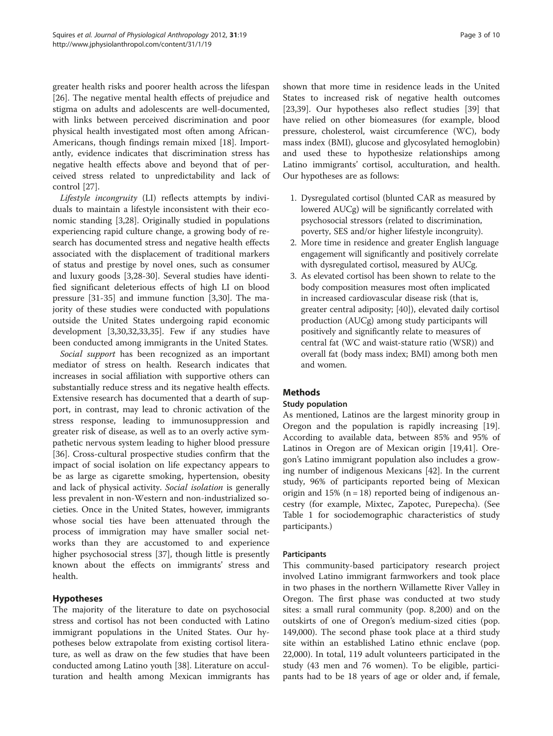greater health risks and poorer health across the lifespan [26]. The negative mental health effects of prejudice and stigma on adults and adolescents are well-documented, with links between perceived discrimination and poor physical health investigated most often among African-Americans, though findings remain mixed [18]. Importantly, evidence indicates that discrimination stress has negative health effects above and beyond that of perceived stress related to unpredictability and lack of control [27].

*Lifestyle incongruity* (LI) reflects attempts by individuals to maintain a lifestyle inconsistent with their economic standing [3,28]. Originally studied in populations experiencing rapid culture change, a growing body of research has documented stress and negative health effects associated with the displacement of traditional markers of status and prestige by novel ones, such as consumer and luxury goods [3,28-30]. Several studies have identified significant deleterious effects of high LI on blood pressure [31-35] and immune function [3,30]. The majority of these studies were conducted with populations outside the United States undergoing rapid economic development [3,30,32,33,35]. Few if any studies have been conducted among immigrants in the United States.

*Social support* has been recognized as an important mediator of stress on health. Research indicates that increases in social affiliation with supportive others can substantially reduce stress and its negative health effects. Extensive research has documented that a dearth of support, in contrast, may lead to chronic activation of the stress response, leading to immunosuppression and greater risk of disease, as well as to an overly active sympathetic nervous system leading to higher blood pressure [36]. Cross-cultural prospective studies confirm that the impact of social isolation on life expectancy appears to be as large as cigarette smoking, hypertension, obesity and lack of physical activity. *Social isolation* is generally less prevalent in non-Western and non-industrialized societies. Once in the United States, however, immigrants whose social ties have been attenuated through the process of immigration may have smaller social networks than they are accustomed to and experience higher psychosocial stress [37], though little is presently known about the effects on immigrants' stress and health.

## Hypotheses

The majority of the literature to date on psychosocial stress and cortisol has not been conducted with Latino immigrant populations in the United States. Our hypotheses below extrapolate from existing cortisol literature, as well as draw on the few studies that have been conducted among Latino youth [38]. Literature on acculturation and health among Mexican immigrants has shown that more time in residence leads in the United States to increased risk of negative health outcomes [23,39]. Our hypotheses also reflect studies [39] that have relied on other biomeasures (for example, blood pressure, cholesterol, waist circumference (WC), body mass index (BMI), glucose and glycosylated hemoglobin) and used these to hypothesize relationships among Latino immigrants' cortisol, acculturation, and health. Our hypotheses are as follows:

1. Dysregulated cortisol (blunted CAR as measured by lowered AUCg) will be significantly correlated with psychosocial stressors (related to discrimination, poverty, SES and/or higher lifestyle incongruity).
2. More time in residence and greater English language engagement will significantly and positively correlate with dysregulated cortisol, measured by AUCg.
3. As elevated cortisol has been shown to relate to the body composition measures most often implicated in increased cardiovascular disease risk (that is, greater central adiposity; [40]), elevated daily cortisol production (AUCg) among study participants will positively and significantly relate to measures of central fat (WC and waist-stature ratio (WSR)) and overall fat (body mass index; BMI) among both men and women.

## Methods

### Study population

As mentioned, Latinos are the largest minority group in Oregon and the population is rapidly increasing [19]. According to available data, between 85% and 95% of Latinos in Oregon are of Mexican origin [19,41]. Oregon's Latino immigrant population also includes a growing number of indigenous Mexicans [42]. In the current study, 96% of participants reported being of Mexican origin and 15% (n = 18) reported being of indigenous ancestry (for example, Mixtec, Zapotec, Purepecha). (See Table 1 for sociodemographic characteristics of study participants.)

### Participants

This community-based participatory research project involved Latino immigrant farmworkers and took place in two phases in the northern Willamette River Valley in Oregon. The first phase was conducted at two study sites: a small rural community (pop. 8,200) and on the outskirts of one of Oregon's medium-sized cities (pop. 149,000). The second phase took place at a third study site within an established Latino ethnic enclave (pop. 22,000). In total, 119 adult volunteers participated in the study (43 men and 76 women). To be eligible, participants had to be 18 years of age or older and, if female,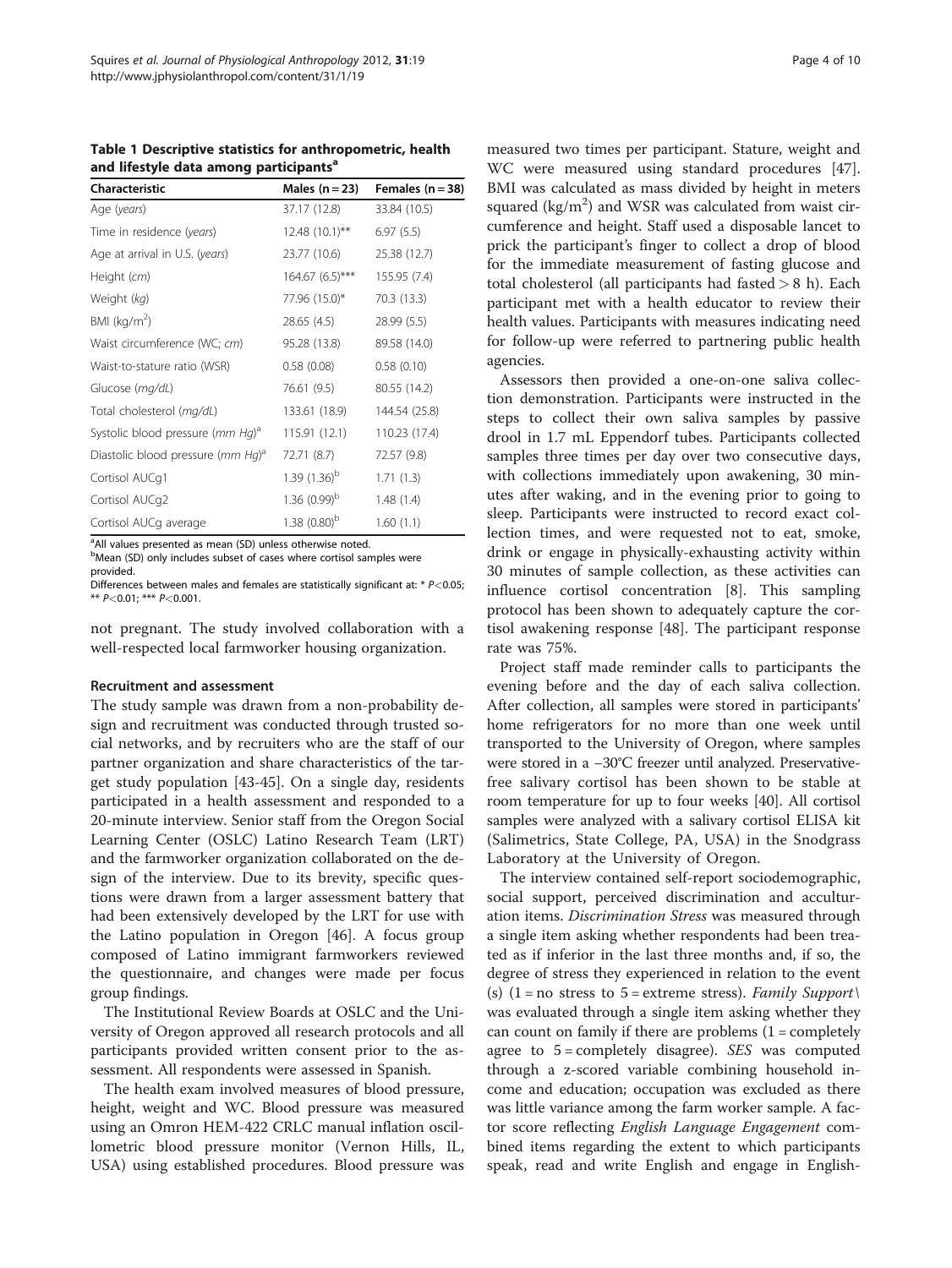**Table 1 Descriptive statistics for anthropometric, health and lifestyle data among participants[a]**

| Characteristic | Males (n = 23) | Females (n = 38) |
|---|---|---|
| Age (*years*) | 37.17 (12.8) | 33.84 (10.5) |
| Time in residence (*years*) | 12.48 (10.1)** | 6.97 (5.5) |
| Age at arrival in U.S. (*years*) | 23.77 (10.6) | 25.38 (12.7) |
| Height (*cm*) | 164.67 (6.5)*** | 155.95 (7.4) |
| Weight (*kg*) | 77.96 (15.0)* | 70.3 (13.3) |
| BMI ($kg/m^2$) | 28.65 (4.5) | 28.99 (5.5) |
| Waist circumference (WC; *cm*) | 95.28 (13.8) | 89.58 (14.0) |
| Waist-to-stature ratio (WSR) | 0.58 (0.08) | 0.58 (0.10) |
| Glucose (*mg/dL*) | 76.61 (9.5) | 80.55 (14.2) |
| Total cholesterol (*mg/dL*) | 133.61 (18.9) | 144.54 (25.8) |
| Systolic blood pressure (*mm Hg*)[a] | 115.91 (12.1) | 110.23 (17.4) |
| Diastolic blood pressure (*mm Hg*)[a] | 72.71 (8.7) | 72.57 (9.8) |
| Cortisol AUCg1 | 1.39 (1.36)[b] | 1.71 (1.3) |
| Cortisol AUCg2 | 1.36 (0.99)[b] | 1.48 (1.4) |
| Cortisol AUCg average | 1.38 (0.80)[b] | 1.60 (1.1) |

[a]All values presented as mean (SD) unless otherwise noted.
[b]Mean (SD) only includes subset of cases where cortisol samples were provided.
Differences between males and females are statistically significant at: * $P<0.05$; ** $P<0.01$; *** $P<0.001$.

not pregnant. The study involved collaboration with a well-respected local farmworker housing organization.

### Recruitment and assessment

The study sample was drawn from a non-probability design and recruitment was conducted through trusted social networks, and by recruiters who are the staff of our partner organization and share characteristics of the target study population [43-45]. On a single day, residents participated in a health assessment and responded to a 20-minute interview. Senior staff from the Oregon Social Learning Center (OSLC) Latino Research Team (LRT) and the farmworker organization collaborated on the design of the interview. Due to its brevity, specific questions were drawn from a larger assessment battery that had been extensively developed by the LRT for use with the Latino population in Oregon [46]. A focus group composed of Latino immigrant farmworkers reviewed the questionnaire, and changes were made per focus group findings.

The Institutional Review Boards at OSLC and the University of Oregon approved all research protocols and all participants provided written consent prior to the assessment. All respondents were assessed in Spanish.

The health exam involved measures of blood pressure, height, weight and WC. Blood pressure was measured using an Omron HEM-422 CRLC manual inflation oscillometric blood pressure monitor (Vernon Hills, IL, USA) using established procedures. Blood pressure was measured two times per participant. Stature, weight and WC were measured using standard procedures [47]. BMI was calculated as mass divided by height in meters squared ($kg/m^2$) and WSR was calculated from waist circumference and height. Staff used a disposable lancet to prick the participant's finger to collect a drop of blood for the immediate measurement of fasting glucose and total cholesterol (all participants had fasted > 8 h). Each participant met with a health educator to review their health values. Participants with measures indicating need for follow-up were referred to partnering public health agencies.

Assessors then provided a one-on-one saliva collection demonstration. Participants were instructed in the steps to collect their own saliva samples by passive drool in 1.7 mL Eppendorf tubes. Participants collected samples three times per day over two consecutive days, with collections immediately upon awakening, 30 minutes after waking, and in the evening prior to going to sleep. Participants were instructed to record exact collection times, and were requested not to eat, smoke, drink or engage in physically-exhausting activity within 30 minutes of sample collection, as these activities can influence cortisol concentration [8]. This sampling protocol has been shown to adequately capture the cortisol awakening response [48]. The participant response rate was 75%.

Project staff made reminder calls to participants the evening before and the day of each saliva collection. After collection, all samples were stored in participants' home refrigerators for no more than one week until transported to the University of Oregon, where samples were stored in a −30°C freezer until analyzed. Preservative-free salivary cortisol has been shown to be stable at room temperature for up to four weeks [40]. All cortisol samples were analyzed with a salivary cortisol ELISA kit (Salimetrics, State College, PA, USA) in the Snodgrass Laboratory at the University of Oregon.

The interview contained self-report sociodemographic, social support, perceived discrimination and acculturation items. *Discrimination Stress* was measured through a single item asking whether respondents had been treated as if inferior in the last three months and, if so, the degree of stress they experienced in relation to the event (s) (1 = no stress to 5 = extreme stress). *Family Support\* was evaluated through a single item asking whether they can count on family if there are problems (1 = completely agree to 5 = completely disagree). *SES* was computed through a z-scored variable combining household income and education; occupation was excluded as there was little variance among the farm worker sample. A factor score reflecting *English Language Engagement* combined items regarding the extent to which participants speak, read and write English and engage in English-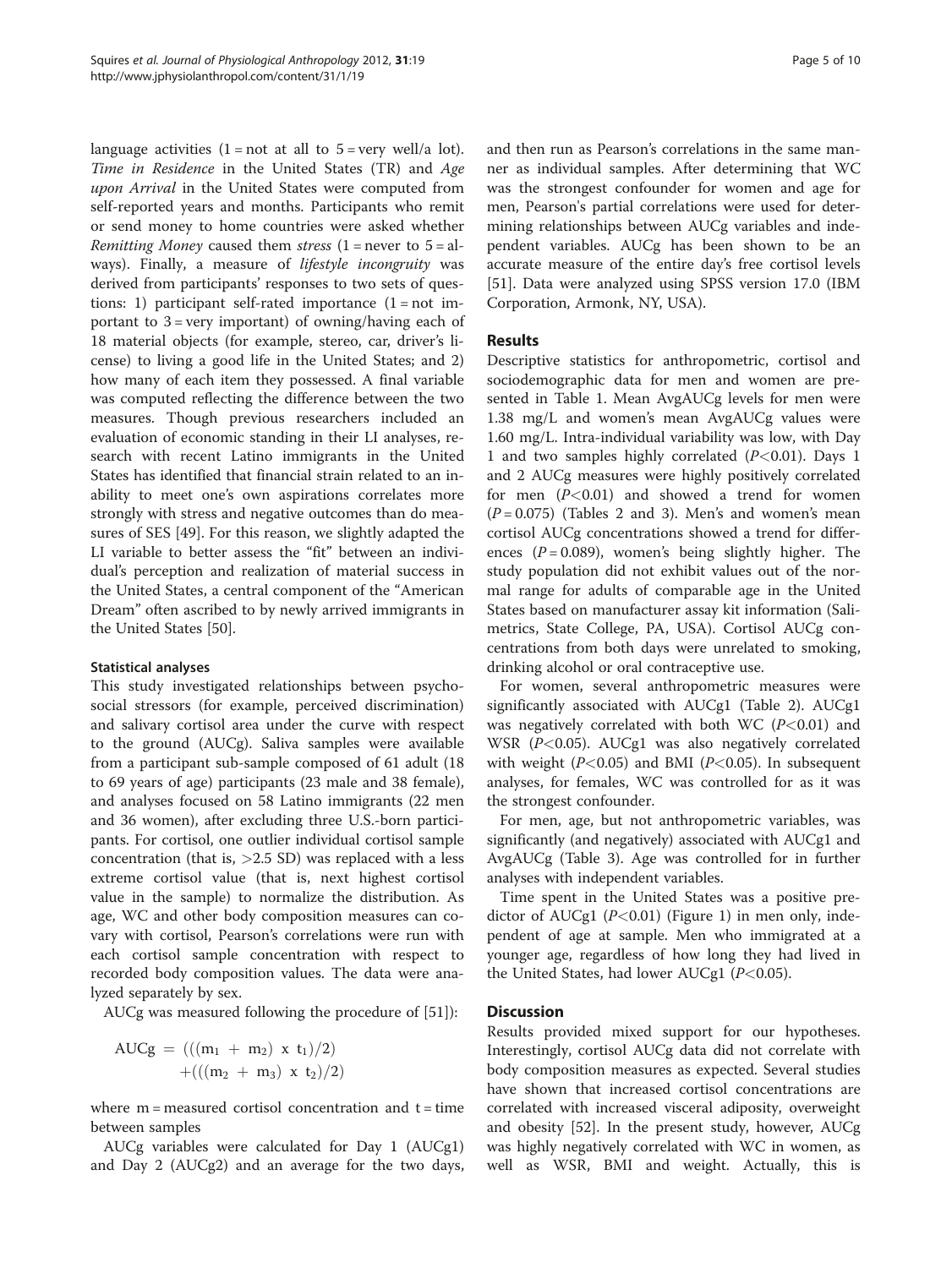language activities (1 = not at all to 5 = very well/a lot). *Time in Residence* in the United States (TR) and *Age upon Arrival* in the United States were computed from self-reported years and months. Participants who remit or send money to home countries were asked whether *Remitting Money* caused them *stress* (1 = never to 5 = always). Finally, a measure of *lifestyle incongruity* was derived from participants' responses to two sets of questions: 1) participant self-rated importance (1 = not important to 3 = very important) of owning/having each of 18 material objects (for example, stereo, car, driver's license) to living a good life in the United States; and 2) how many of each item they possessed. A final variable was computed reflecting the difference between the two measures. Though previous researchers included an evaluation of economic standing in their LI analyses, research with recent Latino immigrants in the United States has identified that financial strain related to an inability to meet one's own aspirations correlates more strongly with stress and negative outcomes than do measures of SES [49]. For this reason, we slightly adapted the LI variable to better assess the "fit" between an individual's perception and realization of material success in the United States, a central component of the "American Dream" often ascribed to by newly arrived immigrants in the United States [50].

### Statistical analyses

This study investigated relationships between psychosocial stressors (for example, perceived discrimination) and salivary cortisol area under the curve with respect to the ground (AUCg). Saliva samples were available from a participant sub-sample composed of 61 adult (18 to 69 years of age) participants (23 male and 38 female), and analyses focused on 58 Latino immigrants (22 men and 36 women), after excluding three U.S.-born participants. For cortisol, one outlier individual cortisol sample concentration (that is, >2.5 SD) was replaced with a less extreme cortisol value (that is, next highest cortisol value in the sample) to normalize the distribution. As age, WC and other body composition measures can covary with cortisol, Pearson's correlations were run with each cortisol sample concentration with respect to recorded body composition values. The data were analyzed separately by sex.

AUCg was measured following the procedure of [51]):

$$\text{AUCg} = (((m_1 + m_2) \times t_1)/2) + (((m_2 + m_3) \times t_2)/2)$$

where m = measured cortisol concentration and t = time between samples

AUCg variables were calculated for Day 1 (AUCg1) and Day 2 (AUCg2) and an average for the two days, and then run as Pearson's correlations in the same manner as individual samples. After determining that WC was the strongest confounder for women and age for men, Pearson's partial correlations were used for determining relationships between AUCg variables and independent variables. AUCg has been shown to be an accurate measure of the entire day's free cortisol levels [51]. Data were analyzed using SPSS version 17.0 (IBM Corporation, Armonk, NY, USA).

## Results

Descriptive statistics for anthropometric, cortisol and sociodemographic data for men and women are presented in Table 1. Mean AvgAUCg levels for men were 1.38 mg/L and women's mean AvgAUCg values were 1.60 mg/L. Intra-individual variability was low, with Day 1 and two samples highly correlated ($P<0.01$). Days 1 and 2 AUCg measures were highly positively correlated for men ($P<0.01$) and showed a trend for women ($P = 0.075$) (Tables 2 and 3). Men's and women's mean cortisol AUCg concentrations showed a trend for differences ($P = 0.089$), women's being slightly higher. The study population did not exhibit values out of the normal range for adults of comparable age in the United States based on manufacturer assay kit information (Salimetrics, State College, PA, USA). Cortisol AUCg concentrations from both days were unrelated to smoking, drinking alcohol or oral contraceptive use.

For women, several anthropometric measures were significantly associated with AUCg1 (Table 2). AUCg1 was negatively correlated with both WC ($P<0.01$) and WSR ($P<0.05$). AUCg1 was also negatively correlated with weight ($P<0.05$) and BMI ($P<0.05$). In subsequent analyses, for females, WC was controlled for as it was the strongest confounder.

For men, age, but not anthropometric variables, was significantly (and negatively) associated with AUCg1 and AvgAUCg (Table 3). Age was controlled for in further analyses with independent variables.

Time spent in the United States was a positive predictor of AUCg1 ($P<0.01$) (Figure 1) in men only, independent of age at sample. Men who immigrated at a younger age, regardless of how long they had lived in the United States, had lower AUCg1 ($P<0.05$).

## Discussion

Results provided mixed support for our hypotheses. Interestingly, cortisol AUCg data did not correlate with body composition measures as expected. Several studies have shown that increased cortisol concentrations are correlated with increased visceral adiposity, overweight and obesity [52]. In the present study, however, AUCg was highly negatively correlated with WC in women, as well as WSR, BMI and weight. Actually, this is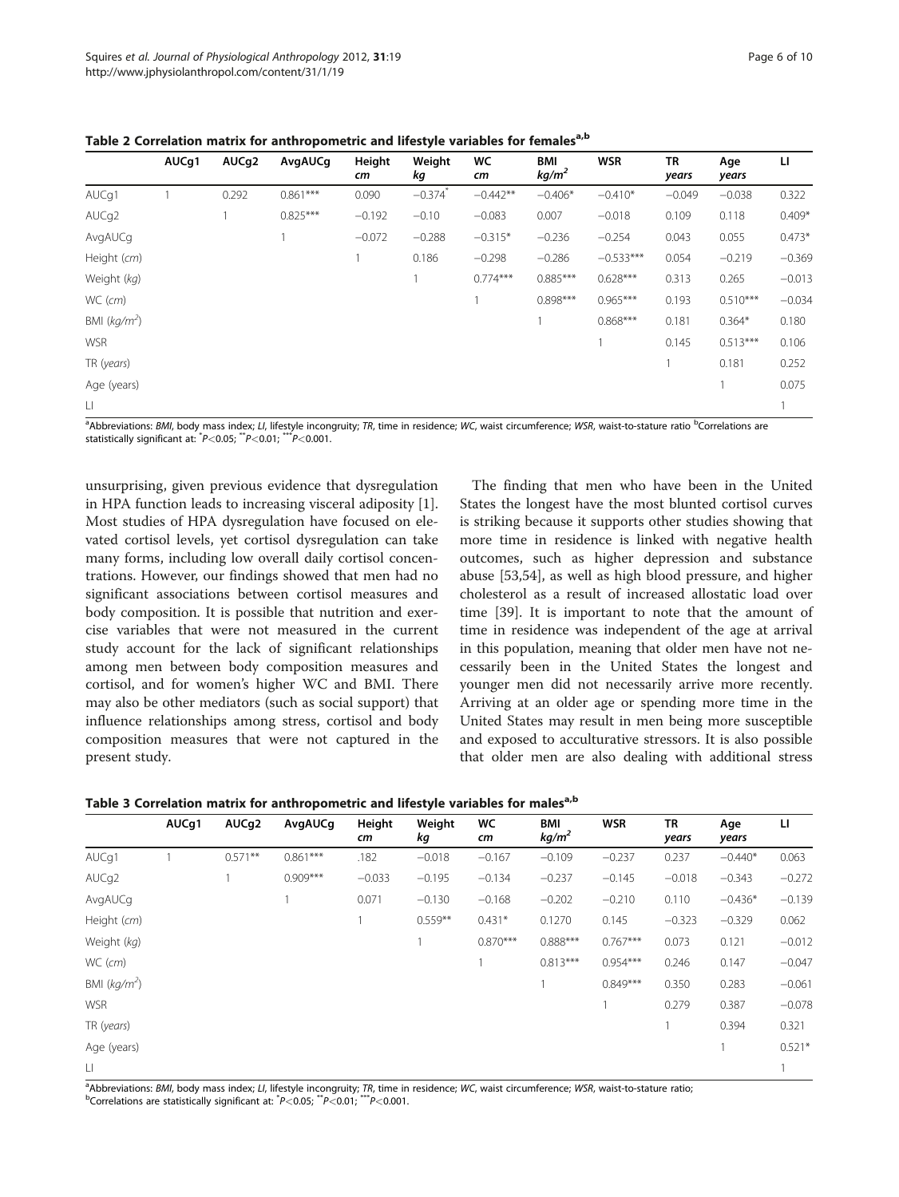**Table 2 Correlation matrix for anthropometric and lifestyle variables for females[a,b]**

| | AUCg1 | AUCg2 | AvgAUCg | Height *cm* | Weight *kg* | WC *cm* | BMI *kg/m²* | WSR | TR *years* | Age *years* | LI |
|---|---|---|---|---|---|---|---|---|---|---|---|
| AUCg1 | 1 | 0.292 | 0.861*** | 0.090 | −0.374* | −0.442** | −0.406* | −0.410* | −0.049 | −0.038 | 0.322 |
| AUCg2 | | 1 | 0.825*** | −0.192 | −0.10 | −0.083 | 0.007 | −0.018 | 0.109 | 0.118 | 0.409* |
| AvgAUCg | | | 1 | −0.072 | −0.288 | −0.315* | −0.236 | −0.254 | 0.043 | 0.055 | 0.473* |
| Height (*cm*) | | | | 1 | 0.186 | −0.298 | −0.286 | −0.533*** | 0.054 | −0.219 | −0.369 |
| Weight (*kg*) | | | | | 1 | 0.774*** | 0.885*** | 0.628*** | 0.313 | 0.265 | −0.013 |
| WC (*cm*) | | | | | | 1 | 0.898*** | 0.965*** | 0.193 | 0.510*** | −0.034 |
| BMI (*kg/m²*) | | | | | | | 1 | 0.868*** | 0.181 | 0.364* | 0.180 |
| WSR | | | | | | | | 1 | 0.145 | 0.513*** | 0.106 |
| TR (*years*) | | | | | | | | | 1 | 0.181 | 0.252 |
| Age (years) | | | | | | | | | | 1 | 0.075 |
| LI | | | | | | | | | | | 1 |

[a]Abbreviations: *BMI*, body mass index; *LI*, lifestyle incongruity; *TR*, time in residence; *WC*, waist circumference; *WSR*, waist-to-stature ratio [b]Correlations are statistically significant at: *$P<0.05$; **$P<0.01$; ***$P<0.001$.

unsurprising, given previous evidence that dysregulation in HPA function leads to increasing visceral adiposity [1]. Most studies of HPA dysregulation have focused on elevated cortisol levels, yet cortisol dysregulation can take many forms, including low overall daily cortisol concentrations. However, our findings showed that men had no significant associations between cortisol measures and body composition. It is possible that nutrition and exercise variables that were not measured in the current study account for the lack of significant relationships among men between body composition measures and cortisol, and for women's higher WC and BMI. There may also be other mediators (such as social support) that influence relationships among stress, cortisol and body composition measures that were not captured in the present study.

The finding that men who have been in the United States the longest have the most blunted cortisol curves is striking because it supports other studies showing that more time in residence is linked with negative health outcomes, such as higher depression and substance abuse [53,54], as well as high blood pressure, and higher cholesterol as a result of increased allostatic load over time [39]. It is important to note that the amount of time in residence was independent of the age at arrival in this population, meaning that older men have not necessarily been in the United States the longest and younger men did not necessarily arrive more recently. Arriving at an older age or spending more time in the United States may result in men being more susceptible and exposed to acculturative stressors. It is also possible that older men are also dealing with additional stress

**Table 3 Correlation matrix for anthropometric and lifestyle variables for males[a,b]**

| | AUCg1 | AUCg2 | AvgAUCg | Height *cm* | Weight *kg* | WC *cm* | BMI *kg/m²* | WSR | TR *years* | Age *years* | LI |
|---|---|---|---|---|---|---|---|---|---|---|---|
| AUCg1 | 1 | 0.571** | 0.861*** | .182 | −0.018 | −0.167 | −0.109 | −0.237 | 0.237 | −0.440* | 0.063 |
| AUCg2 | | 1 | 0.909*** | −0.033 | −0.195 | −0.134 | −0.237 | −0.145 | −0.018 | −0.343 | −0.272 |
| AvgAUCg | | | 1 | 0.071 | −0.130 | −0.168 | −0.202 | −0.210 | 0.110 | −0.436* | −0.139 |
| Height (*cm*) | | | | 1 | 0.559** | 0.431* | 0.1270 | 0.145 | −0.323 | −0.329 | 0.062 |
| Weight (*kg*) | | | | | 1 | 0.870*** | 0.888*** | 0.767*** | 0.073 | 0.121 | −0.012 |
| WC (*cm*) | | | | | | 1 | 0.813*** | 0.954*** | 0.246 | 0.147 | −0.047 |
| BMI (*kg/m²*) | | | | | | | 1 | 0.849*** | 0.350 | 0.283 | −0.061 |
| WSR | | | | | | | | 1 | 0.279 | 0.387 | −0.078 |
| TR (*years*) | | | | | | | | | 1 | 0.394 | 0.321 |
| Age (years) | | | | | | | | | | 1 | 0.521* |
| LI | | | | | | | | | | | 1 |

[a]Abbreviations: *BMI*, body mass index; *LI*, lifestyle incongruity; *TR*, time in residence; *WC*, waist circumference; *WSR*, waist-to-stature ratio;
[b]Correlations are statistically significant at: *$P<0.05$; **$P<0.01$; ***$P<0.001$.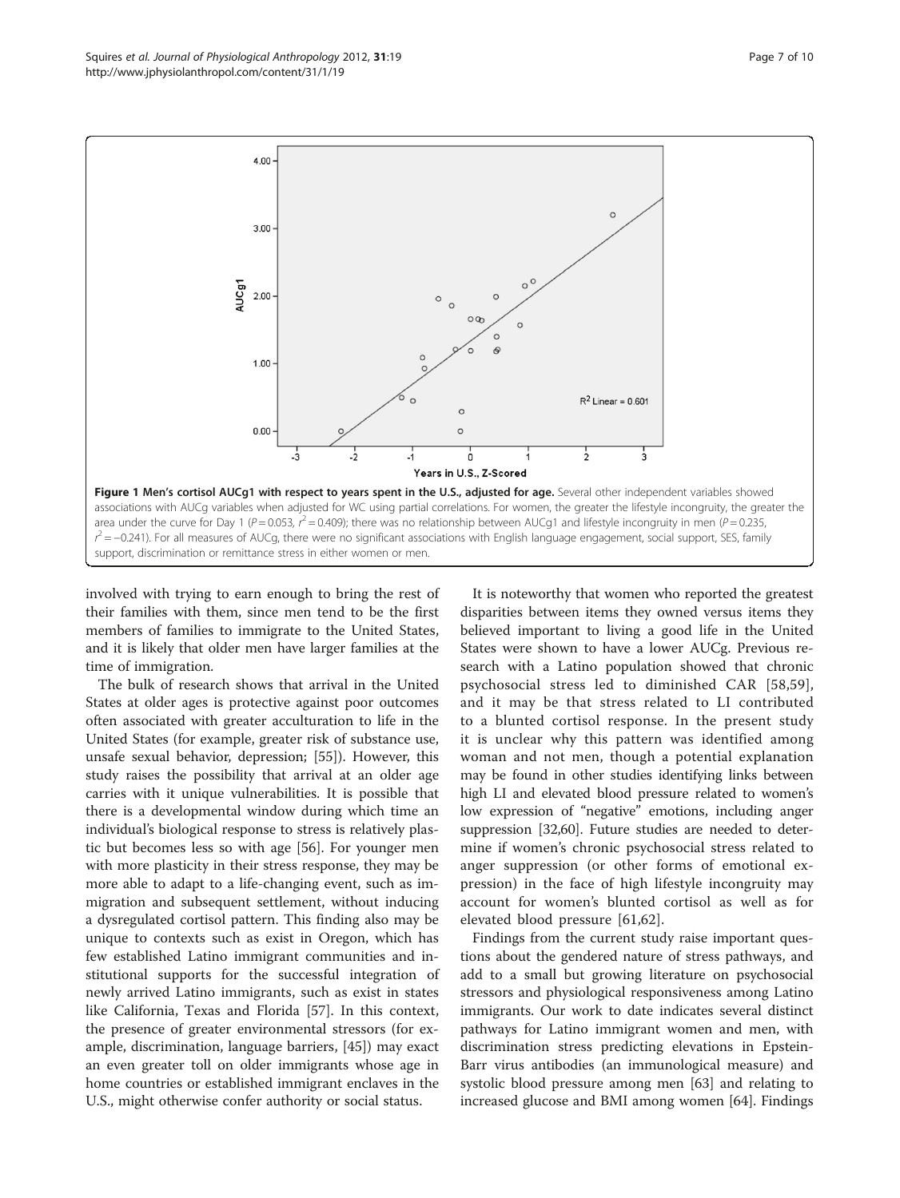4.00
3.00
AUCg1
2.00
1.00
0.00
-3 -2 -1 0 1 2 3
Years in U.S., Z-Scored
$R^2$ Linear = 0.601

**Figure 1 Men's cortisol AUCg1 with respect to years spent in the U.S., adjusted for age.** Several other independent variables showed associations with AUCg variables when adjusted for WC using partial correlations. For women, the greater the lifestyle incongruity, the greater the area under the curve for Day 1 ($P = 0.053$, $r^2 = 0.409$); there was no relationship between AUCg1 and lifestyle incongruity in men ($P = 0.235$, $r^2 = -0.241$). For all measures of AUCg, there were no significant associations with English language engagement, social support, SES, family support, discrimination or remittance stress in either women or men.

involved with trying to earn enough to bring the rest of their families with them, since men tend to be the first members of families to immigrate to the United States, and it is likely that older men have larger families at the time of immigration.

The bulk of research shows that arrival in the United States at older ages is protective against poor outcomes often associated with greater acculturation to life in the United States (for example, greater risk of substance use, unsafe sexual behavior, depression; [55]). However, this study raises the possibility that arrival at an older age carries with it unique vulnerabilities. It is possible that there is a developmental window during which time an individual's biological response to stress is relatively plastic but becomes less so with age [56]. For younger men with more plasticity in their stress response, they may be more able to adapt to a life-changing event, such as immigration and subsequent settlement, without inducing a dysregulated cortisol pattern. This finding also may be unique to contexts such as exist in Oregon, which has few established Latino immigrant communities and institutional supports for the successful integration of newly arrived Latino immigrants, such as exist in states like California, Texas and Florida [57]. In this context, the presence of greater environmental stressors (for example, discrimination, language barriers, [45]) may exact an even greater toll on older immigrants whose age in home countries or established immigrant enclaves in the U.S., might otherwise confer authority or social status.

It is noteworthy that women who reported the greatest disparities between items they owned versus items they believed important to living a good life in the United States were shown to have a lower AUCg. Previous research with a Latino population showed that chronic psychosocial stress led to diminished CAR [58,59], and it may be that stress related to LI contributed to a blunted cortisol response. In the present study it is unclear why this pattern was identified among woman and not men, though a potential explanation may be found in other studies identifying links between high LI and elevated blood pressure related to women's low expression of "negative" emotions, including anger suppression [32,60]. Future studies are needed to determine if women's chronic psychosocial stress related to anger suppression (or other forms of emotional expression) in the face of high lifestyle incongruity may account for women's blunted cortisol as well as for elevated blood pressure [61,62].

Findings from the current study raise important questions about the gendered nature of stress pathways, and add to a small but growing literature on psychosocial stressors and physiological responsiveness among Latino immigrants. Our work to date indicates several distinct pathways for Latino immigrant women and men, with discrimination stress predicting elevations in Epstein-Barr virus antibodies (an immunological measure) and systolic blood pressure among men [63] and relating to increased glucose and BMI among women [64]. Findings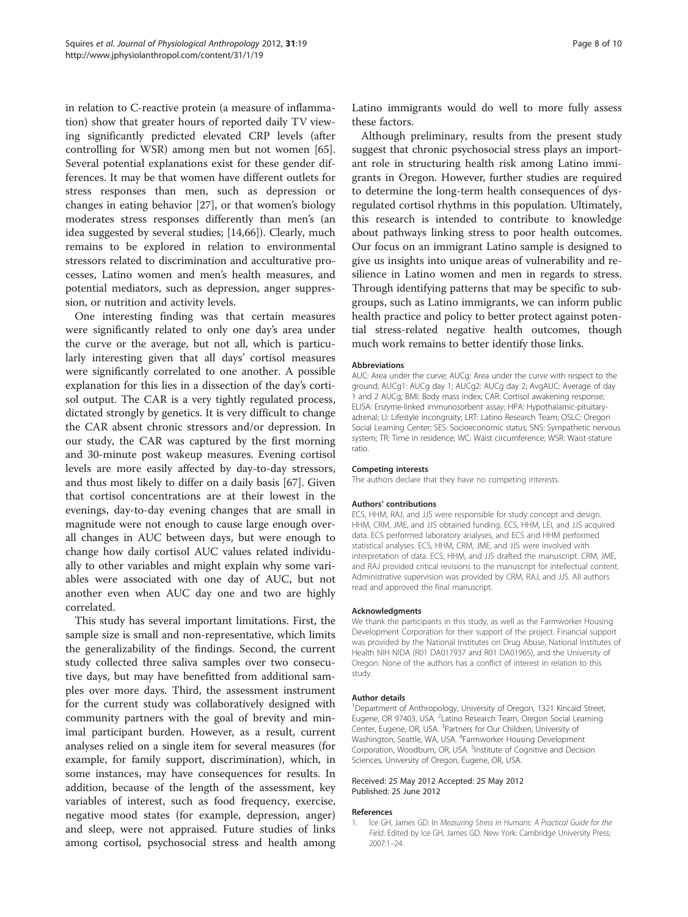in relation to C-reactive protein (a measure of inflammation) show that greater hours of reported daily TV viewing significantly predicted elevated CRP levels (after controlling for WSR) among men but not women [65]. Several potential explanations exist for these gender differences. It may be that women have different outlets for stress responses than men, such as depression or changes in eating behavior [27], or that women's biology moderates stress responses differently than men's (an idea suggested by several studies; [14,66]). Clearly, much remains to be explored in relation to environmental stressors related to discrimination and acculturative processes, Latino women and men's health measures, and potential mediators, such as depression, anger suppression, or nutrition and activity levels.

One interesting finding was that certain measures were significantly related to only one day's area under the curve or the average, but not all, which is particularly interesting given that all days' cortisol measures were significantly correlated to one another. A possible explanation for this lies in a dissection of the day's cortisol output. The CAR is a very tightly regulated process, dictated strongly by genetics. It is very difficult to change the CAR absent chronic stressors and/or depression. In our study, the CAR was captured by the first morning and 30-minute post wakeup measures. Evening cortisol levels are more easily affected by day-to-day stressors, and thus most likely to differ on a daily basis [67]. Given that cortisol concentrations are at their lowest in the evenings, day-to-day evening changes that are small in magnitude were not enough to cause large enough overall changes in AUC between days, but were enough to change how daily cortisol AUC values related individually to other variables and might explain why some variables were associated with one day of AUC, but not another even when AUC day one and two are highly correlated.

This study has several important limitations. First, the sample size is small and non-representative, which limits the generalizability of the findings. Second, the current study collected three saliva samples over two consecutive days, but may have benefitted from additional samples over more days. Third, the assessment instrument for the current study was collaboratively designed with community partners with the goal of brevity and minimal participant burden. However, as a result, current analyses relied on a single item for several measures (for example, for family support, discrimination), which, in some instances, may have consequences for results. In addition, because of the length of the assessment, key variables of interest, such as food frequency, exercise, negative mood states (for example, depression, anger) and sleep, were not appraised. Future studies of links among cortisol, psychosocial stress and health among Latino immigrants would do well to more fully assess these factors.

Although preliminary, results from the present study suggest that chronic psychosocial stress plays an important role in structuring health risk among Latino immigrants in Oregon. However, further studies are required to determine the long-term health consequences of dysregulated cortisol rhythms in this population. Ultimately, this research is intended to contribute to knowledge about pathways linking stress to poor health outcomes. Our focus on an immigrant Latino sample is designed to give us insights into unique areas of vulnerability and resilience in Latino women and men in regards to stress. Through identifying patterns that may be specific to subgroups, such as Latino immigrants, we can inform public health practice and policy to better protect against potential stress-related negative health outcomes, though much work remains to better identify those links.

#### Abbreviations

AUC: Area under the curve; AUCg: Area under the curve with respect to the ground; AUCg1: AUCg day 1; AUCg2: AUCg day 2; AvgAUC: Average of day 1 and 2 AUCg; BMI: Body mass index; CAR: Cortisol awakening response; ELISA: Enzyme-linked immunosorbent assay; HPA: Hypothalamic-pituitary-adrenal; LI: Lifestyle incongruity; LRT: Latino Research Team; OSLC: Oregon Social Learning Center; SES: Socioeconomic status; SNS: Sympathetic nervous system; TR: Time in residence; WC: Waist circumference; WSR: Waist-stature ratio.

#### Competing interests

The authors declare that they have no competing interests.

#### Authors' contributions

ECS, HHM, RAJ, and JJS were responsible for study concept and design. HHM, CRM, JME, and JJS obtained funding. ECS, HHM, LEI, and JJS acquired data. ECS performed laboratory analyses, and ECS and HHM performed statistical analyses. ECS, HHM, CRM, JME, and JJS were involved with interpretation of data. ECS, HHM, and JJS drafted the manuscript. CRM, JME, and RAJ provided critical revisions to the manuscript for intellectual content. Administrative supervision was provided by CRM, RAJ, and JJS. All authors read and approved the final manuscript.

#### Acknowledgments

We thank the participants in this study, as well as the Farmworker Housing Development Corporation for their support of the project. Financial support was provided by the National Institutes on Drug Abuse, National Institutes of Health NIH NIDA (R01 DA017937 and R01 DA01965), and the University of Oregon. None of the authors has a conflict of interest in relation to this study.

#### Author details

[1]Department of Anthropology, University of Oregon, 1321 Kincaid Street, Eugene, OR 97403, USA. [2]Latino Research Team, Oregon Social Learning Center, Eugene, OR, USA. [3]Partners for Our Children, University of Washington, Seattle, WA, USA. [4]Farmworker Housing Development Corporation, Woodburn, OR, USA. [5]Institute of Cognitive and Decision Sciences, University of Oregon, Eugene, OR, USA.

Received: 25 May 2012 Accepted: 25 May 2012
Published: 25 June 2012

#### References

1. Ice GH, James GD: In *Measuring Stress in Humans: A Practical Guide for the Field*. Edited by Ice GH, James GD. New York: Cambridge University Press; 2007:1–24.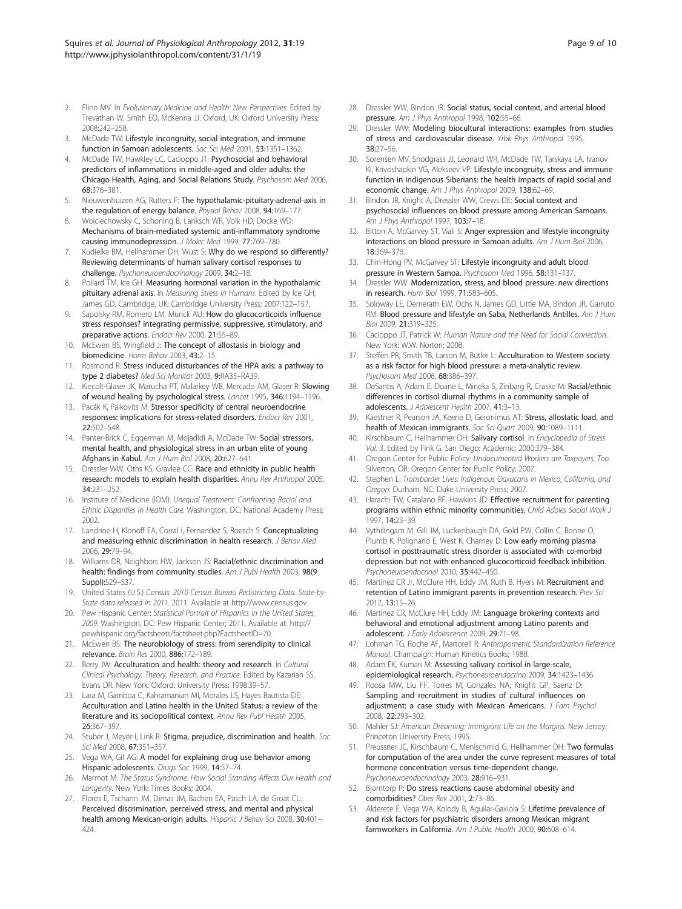2. Flinn MV: In *Evolutionary Medicine and Health: New Perspectives*. Edited by Trevathan W, Smith EO, McKenna JJ. Oxford, UK: Oxford University Press; 2008:242–258.
3. McDade TW: **Lifestyle incongruity, social integration, and immune function in Samoan adolescents.** *Soc Sci Med* 2001, **53:**1351–1362.
4. McDade TW, Hawkley LC, Cacioppo JT: **Psychosocial and behavioral predictors of inflammations in middle-aged and older adults: the Chicago Health, Aging, and Social Relations Study.** *Psychosom Med* 2006, **68:**376–381.
5. Nieuwenhuizen AG, Rutters F: **The hypothalamic-pituitary-adrenal-axis in the regulation of energy balance.** *Physiol Behav* 2008, **94:**169–177.
6. Woiciechowsky C, Schoning B, Lanksch WR, Volk HD, Docke WD: **Mechanisms of brain-mediated systemic anti-inflammatory syndrome causing immunodepression.** *J Molec Med* 1999, **77:**769–780.
7. Kudielka BM, Hellhammer DH, Wust S: **Why do we respond so differently? Reviewing determinants of human salivary cortisol responses to challenge.** *Psychoneuroendocrinology* 2009, **34:**2–18.
8. Pollard TM, Ice GH: **Measuring hormonal variation in the hypothalamic pituitary adrenal axis.** In *Measuring Stress in Humans*. Edited by Ice GH, James GD. Cambridge, UK: Cambridge University Press; 2007:122–157.
9. Sapolsky RM, Romero LM, Munck AU: **How do glucocorticoids influence stress responses? integrating permissive, suppressive, stimulatory, and preparative actions.** *Endocr Rev* 2000, **21:**55–89.
10. McEwen BS, Wingfield J: **The concept of allostasis in biology and biomedicine.** *Horm Behav* 2003, **43:**2–15.
11. Rosmond R: **Stress induced disturbances of the HPA axis: a pathway to type 2 diabetes?** *Med Sci Monitor* 2003, **9:**RA35–RA39.
12. Kiecolt-Glaser JK, Marucha PT, Malarkey WB, Mercado AM, Glaser R: **Slowing of wound healing by psychological stress.** *Lancet* 1995, **346:**1194–1196.
13. Pacák K, Palkovits M: **Stressor specificity of central neuroendocrine responses: implications for stress-related disorders.** *Endocr Rev* 2001, **22:**502–548.
14. Panter-Brick C, Eggerman M, Mojadidi A, McDade TW: **Social stressors, mental health, and physiological stress in an urban elite of young Afghans in Kabul.** *Am J Hum Biol* 2008, **20:**627–641.
15. Dressler WW, Oths KS, Gravlee CC: **Race and ethnicity in public health research: models to explain health disparities.** *Annu Rev Anthropol* 2005, **34:**231–252.
16. Institute of Medicine (IOM): *Unequal Treatment: Confronting Racial and Ethnic Disparities in Health Care*. Washington, DC: National Academy Press; 2002.
17. Landrine H, Klonoff EA, Corral I, Fernandez S, Roesch S: **Conceptualizing and measuring ethnic discrimination in health research.** *J Behav Med* 2006, **29:**79–94.
18. Williams DR, Neighbors HW, Jackson JS: **Racial/ethnic discrimination and health: findings from community studies.** *Am J Publ Health* 2003, **98(9 Suppl):**S29–S37.
19. United States (U.S.) Census: *2010 Census Bureau Redistricting Data. State-by-State data released in 2011*. 2011. Available at http://www.census.gov.
20. Pew Hispanic Center: *Statistical Portrait of Hispanics in the United States, 2009*. Washington, DC: Pew Hispanic Center; 2011. Available at: http://pewhispanic.org/factsheets/factsheet.php?FactsheetID=70.
21. McEwen BS: **The neurobiology of stress: from serendipity to clinical relevance.** *Brain Res* 2000, **886:**172–189.
22. Berry JW: **Acculturation and health: theory and research.** In *Cultural Clinical Psychology: Theory, Research, and Practice*. Edited by Kazarian SS, Evans DR. New York: Oxford: University Press; 1998:39–57.
23. Lara M, Gamboa C, Kahramanian MI, Morales LS, Hayes Bautista DE: **Acculturation and Latino health in the United Status: a review of the literature and its sociopolitical context.** *Annu Rev Publ Health* 2005, **26:**367–397.
24. Stuber J, Meyer I, Link B: **Stigma, prejudice, discrimination and health.** *Soc Sci Med* 2008, **67:**351–357.
25. Vega WA, Gil AG: **A model for explaining drug use behavior among Hispanic adolescents.** *Drugs Soc* 1999, **14:**57–74.
26. Marmot M: *The Status Syndrome: How Social Standing Affects Our Health and Longevity*. New York: Times Books; 2004.
27. Flores E, Tschann JM, Dimas JM, Bachen EA, Pasch LA, de Groat CL: **Perceived discrimination, perceived stress, and mental and physical health among Mexican-origin adults.** *Hispanic J Behav Sci* 2008, **30:**401–424.
28. Dressler WW, Bindon JR: **Social status, social context, and arterial blood pressure.** *Am J Phys Anthropol* 1998, **102:**55–66.
29. Dressler WW: **Modeling biocultural interactions: examples from studies of stress and cardiovascular disease.** *Yrbk Phys Anthropol* 1995, **38:**27–56.
30. Sorensen MV, Snodgrass JJ, Leonard WR, McDade TW, Tarskaya LA, Ivanov KI, Krivoshapkin VG, Alekseev VP: **Lifestyle incongruity, stress and immune function in indigenous Siberians: the health impacts of rapid social and economic change.** *Am J Phys Anthropol* 2009, **138:**62–69.
31. Bindon JR, Knight A, Dressler WW, Crews DE: **Social context and psychosocial influences on blood pressure among American Samoans.** *Am J Phys Anthropol* 1997, **103:**7–18.
32. Bitton A, McGarvey ST, Viali S: **Anger expression and lifestyle incongruity interactions on blood pressure in Samoan adults.** *Am J Hum Biol* 2006, **18:**369–376.
33. Chin-Hong PV, McGarvey ST: **Lifestyle incongruity and adult blood pressure in Western Samoa.** *Psychosom Med* 1996, **58:**131–137.
34. Dressler WW: **Modernization, stress, and blood pressure: new directions in research.** *Hum Biol* 1999, **71:**583–605.
35. Soloway LE, Demerath EW, Ochs N, James GD, Little MA, Bindon JR, Garruto RM: **Blood pressure and lifestyle on Saba, Netherlands Antilles.** *Am J Hum Biol* 2009, **21:**319–325.
36. Cacioppo JT, Patrick W: *Human Nature and the Need for Social Connection*. New York: W.W. Norton; 2008.
37. Steffen PR, Smith TB, Larson M, Butler L: **Acculturation to Western society as a risk factor for high blood pressure: a meta-analytic review.** *Psychosom Med* 2006, **68:**386–397.
38. DeSantis A, Adam E, Doane L, Mineka S, Zinbarg R, Craske M: **Racial/ethnic differences in cortisol diurnal rhythms in a community sample of adolescents.** *J Adolescent Health* 2007, **41:**3–13.
39. Kaestner R, Pearson JA, Keene D, Geronimus AT: **Stress, allostatic load, and health of Mexican immigrants.** *Soc Sci Quart* 2009, **90:**1089–1111.
40. Kirschbaum C, Hellhammer DH: **Salivary cortisol.** In *Encyclopedia of Stress Vol. 3*. Edited by Fink G. San Diego: Academic; 2000:379–384.
41. Oregon Center for Public Policy: *Undocumented Workers are Taxpayers, Too*. Silverton, OR: Oregon Center for Public Policy; 2007.
42. Stephen L: *Transborder Lives: Indigenous Oaxacans in Mexico, California, and Oregon*. Durham, NC: Duke University Press; 2007.
43. Harachi TW, Catalano RF, Hawkins JD: **Effective recruitment for parenting programs within ethnic minority communities.** *Child Adoles Social Work J* 1997, **14:**23–39.
44. Vythilingam M, Gill JM, Luckenbaugh DA, Gold PW, Collin C, Bonne O, Plumb K, Polignano E, West K, Charney D: **Low early morning plasma cortisol in posttraumatic stress disorder is associated with co-morbid depression but not with enhanced glucocorticoid feedback inhibition.** *Psychoneuroendocrinol* 2010, **35:**442–450.
45. Martinez CR Jr, McClure HH, Eddy JM, Ruth B, Hyers M: **Recruitment and retention of Latino immigrant parents in prevention research.** *Prev Sci* 2012, **13:**15–26.
46. Martinez CR, McClure HH, Eddy JM: **Language brokering contexts and behavioral and emotional adjustment among Latino parents and adolescent.** *J Early Adolescence* 2009, **29:**71–98.
47. Lohman TG, Roche AF, Martorell R: *Anthropometric Standardization Reference Manual*. Champaign: Human Kinetics Books; 1988.
48. Adam EK, Kumari M: **Assessing salivary cortisol in large-scale, epidemiological research.** *Psychoneuroendocrino* 2009, **34:**1423–1436.
49. Roosa MW, Liu FF, Torres M, Gonzales NA, Knight GP, Saenz D: **Sampling and recruitment in studies of cultural influences on adjustment: a case study with Mexican Americans.** *J Fam Psychol* 2008, **22:**293–302.
50. Mahler SJ: *American Dreaming: Immigrant Life on the Margins*. New Jersey: Princeton University Press; 1995.
51. Preussner JC, Kirschbaum C, Menlschmid G, Hellhammer DH: **Two formulas for computation of the area under the curve represent measures of total hormone concentration versus time-dependent change.** *Psychoneuroendocrinology* 2003, **28:**916–931.
52. Bjorntorp P: **Do stress reactions cause abdominal obesity and comorbidities?** *Obes Rev* 2001, **2:**73–86.
53. Alderete E, Vega WA, Kolody B, Aguilar-Gaxiola S: **Lifetime prevalence of and risk factors for psychiatric disorders among Mexican migrant farmworkers in California.** *Am J Public Health* 2000, **90:**608–614.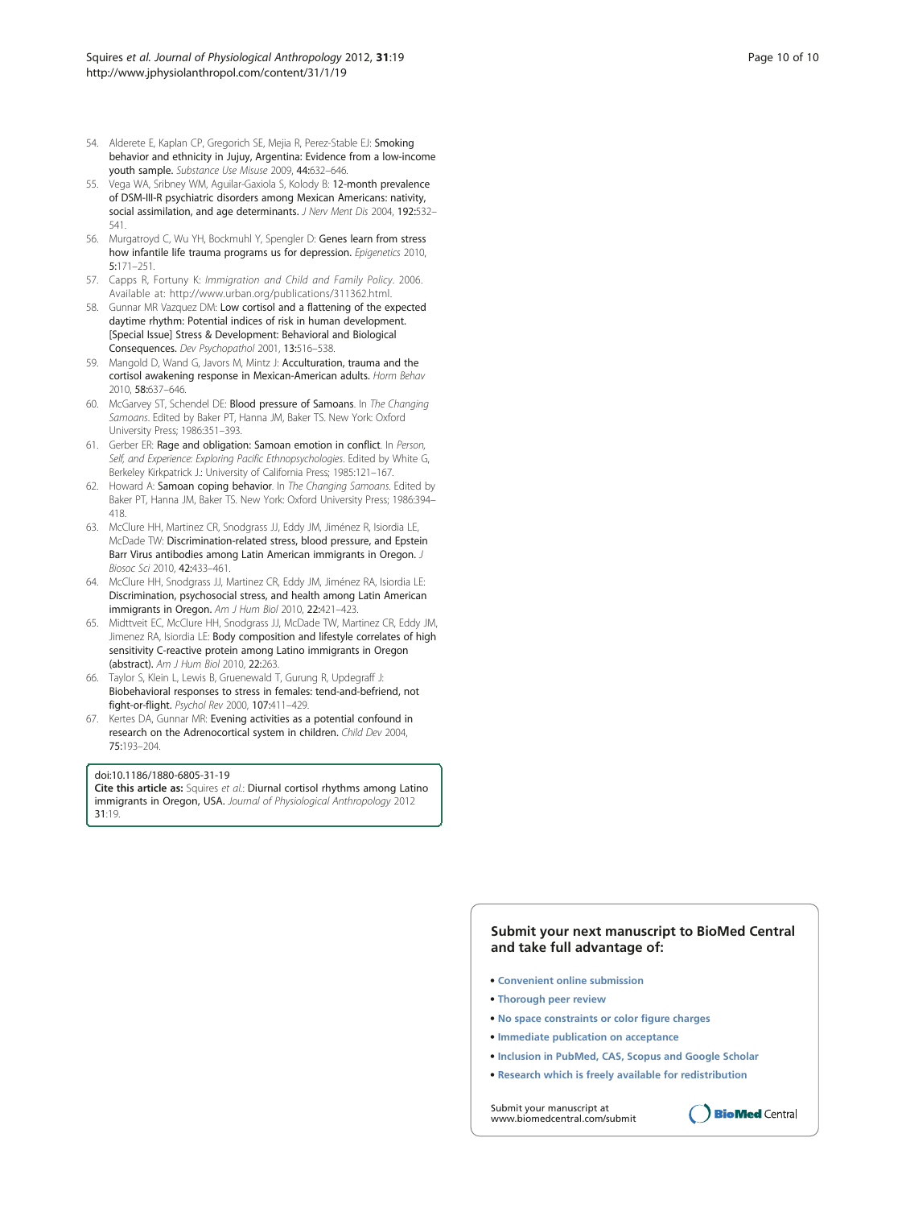54. Alderete E, Kaplan CP, Gregorich SE, Mejia R, Perez-Stable EJ: **Smoking behavior and ethnicity in Jujuy, Argentina: Evidence from a low-income youth sample.** *Substance Use Misuse* 2009, **44:**632–646.
55. Vega WA, Sribney WM, Aguilar-Gaxiola S, Kolody B: **12-month prevalence of DSM-III-R psychiatric disorders among Mexican Americans: nativity, social assimilation, and age determinants.** *J Nerv Ment Dis* 2004, **192:**532–541.
56. Murgatroyd C, Wu YH, Bockmuhl Y, Spengler D: **Genes learn from stress how infantile life trauma programs us for depression.** *Epigenetics* 2010, **5:**171–251.
57. Capps R, Fortuny K: *Immigration and Child and Family Policy*. 2006. Available at: http://www.urban.org/publications/311362.html.
58. Gunnar MR Vazquez DM: **Low cortisol and a flattening of the expected daytime rhythm: Potential indices of risk in human development. [Special Issue] Stress & Development: Behavioral and Biological Consequences.** *Dev Psychopathol* 2001, **13:**516–538.
59. Mangold D, Wand G, Javors M, Mintz J: **Acculturation, trauma and the cortisol awakening response in Mexican-American adults.** *Horm Behav* 2010, **58:**637–646.
60. McGarvey ST, Schendel DE: **Blood pressure of Samoans**. In *The Changing Samoans*. Edited by Baker PT, Hanna JM, Baker TS. New York: Oxford University Press; 1986:351–393.
61. Gerber ER: **Rage and obligation: Samoan emotion in conflict**. In *Person, Self, and Experience: Exploring Pacific Ethnopsychologies*. Edited by White G, Berkeley Kirkpatrick J.: University of California Press; 1985:121–167.
62. Howard A: **Samoan coping behavior**. In *The Changing Samoans*. Edited by Baker PT, Hanna JM, Baker TS. New York: Oxford University Press; 1986:394–418.
63. McClure HH, Martinez CR, Snodgrass JJ, Eddy JM, Jiménez R, Isiordia LE, McDade TW: **Discrimination-related stress, blood pressure, and Epstein Barr Virus antibodies among Latin American immigrants in Oregon.** *J Biosoc Sci* 2010, **42:**433–461.
64. McClure HH, Snodgrass JJ, Martinez CR, Eddy JM, Jiménez RA, Isiordia LE: **Discrimination, psychosocial stress, and health among Latin American immigrants in Oregon.** *Am J Hum Biol* 2010, **22:**421–423.
65. Midttveit EC, McClure HH, Snodgrass JJ, McDade TW, Martinez CR, Eddy JM, Jimenez RA, Isiordia LE: **Body composition and lifestyle correlates of high sensitivity C-reactive protein among Latino immigrants in Oregon (abstract).** *Am J Hum Biol* 2010, **22:**263.
66. Taylor S, Klein L, Lewis B, Gruenewald T, Gurung R, Updegraff J: **Biobehavioral responses to stress in females: tend-and-befriend, not fight-or-flight.** *Psychol Rev* 2000, **107:**411–429.
67. Kertes DA, Gunnar MR: **Evening activities as a potential confound in research on the Adrenocortical system in children.** *Child Dev* 2004, **75:**193–204.

doi:10.1186/1880-6805-31-19
**Cite this article as:** Squires *et al.*: Diurnal cortisol rhythms among Latino immigrants in Oregon, USA. *Journal of Physiological Anthropology* 2012 **31**:19.

**Submit your next manuscript to BioMed Central and take full advantage of:**

- **Convenient online submission**
- **Thorough peer review**
- **No space constraints or color figure charges**
- **Immediate publication on acceptance**
- **Inclusion in PubMed, CAS, Scopus and Google Scholar**
- **Research which is freely available for redistribution**

Submit your manuscript at
www.biomedcentral.com/submit

BioMed Central